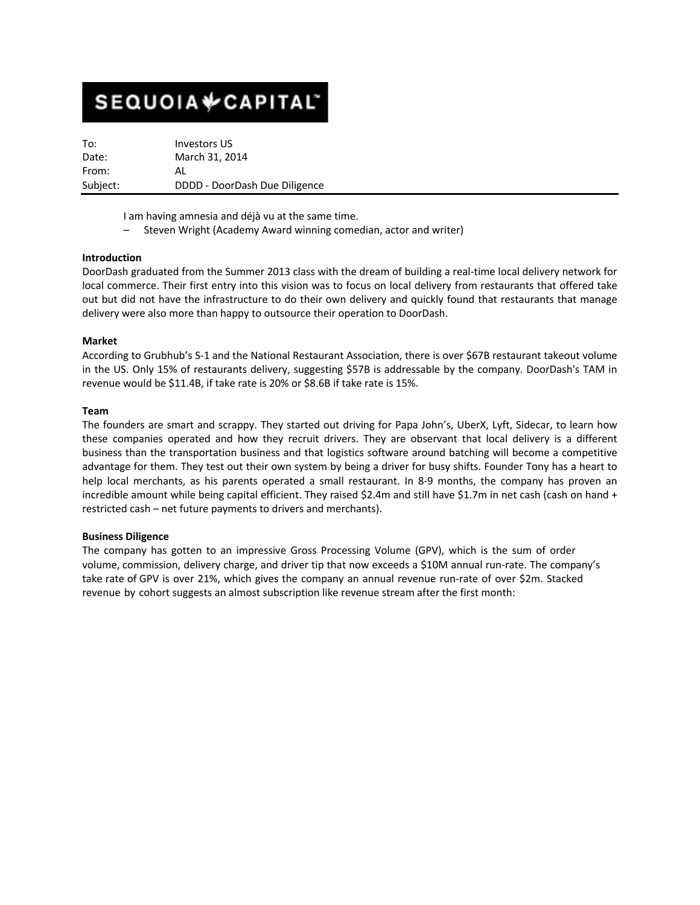**SEQUOIA CAPITAL™**

| | |
|---|---|
| To: | Investors US |
| Date: | March 31, 2014 |
| From: | AL |
| Subject: | DDDD - DoorDash Due Diligence |

> I am having amnesia and déjà vu at the same time.
> – Steven Wright (Academy Award winning comedian, actor and writer)

**Introduction**

DoorDash graduated from the Summer 2013 class with the dream of building a real-time local delivery network for local commerce. Their first entry into this vision was to focus on local delivery from restaurants that offered take out but did not have the infrastructure to do their own delivery and quickly found that restaurants that manage delivery were also more than happy to outsource their operation to DoorDash.

**Market**

According to Grubhub's S-1 and the National Restaurant Association, there is over $67B restaurant takeout volume in the US. Only 15% of restaurants delivery, suggesting $57B is addressable by the company. DoorDash's TAM in revenue would be $11.4B, if take rate is 20% or $8.6B if take rate is 15%.

**Team**

The founders are smart and scrappy. They started out driving for Papa John's, UberX, Lyft, Sidecar, to learn how these companies operated and how they recruit drivers. They are observant that local delivery is a different business than the transportation business and that logistics software around batching will become a competitive advantage for them. They test out their own system by being a driver for busy shifts. Founder Tony has a heart to help local merchants, as his parents operated a small restaurant. In 8-9 months, the company has proven an incredible amount while being capital efficient. They raised $2.4m and still have $1.7m in net cash (cash on hand + restricted cash – net future payments to drivers and merchants).

**Business Diligence**

The company has gotten to an impressive Gross Processing Volume (GPV), which is the sum of order volume, commission, delivery charge, and driver tip that now exceeds a $10M annual run-rate. The company's take rate of GPV is over 21%, which gives the company an annual revenue run-rate of over $2m. Stacked revenue by cohort suggests an almost subscription like revenue stream after the first month: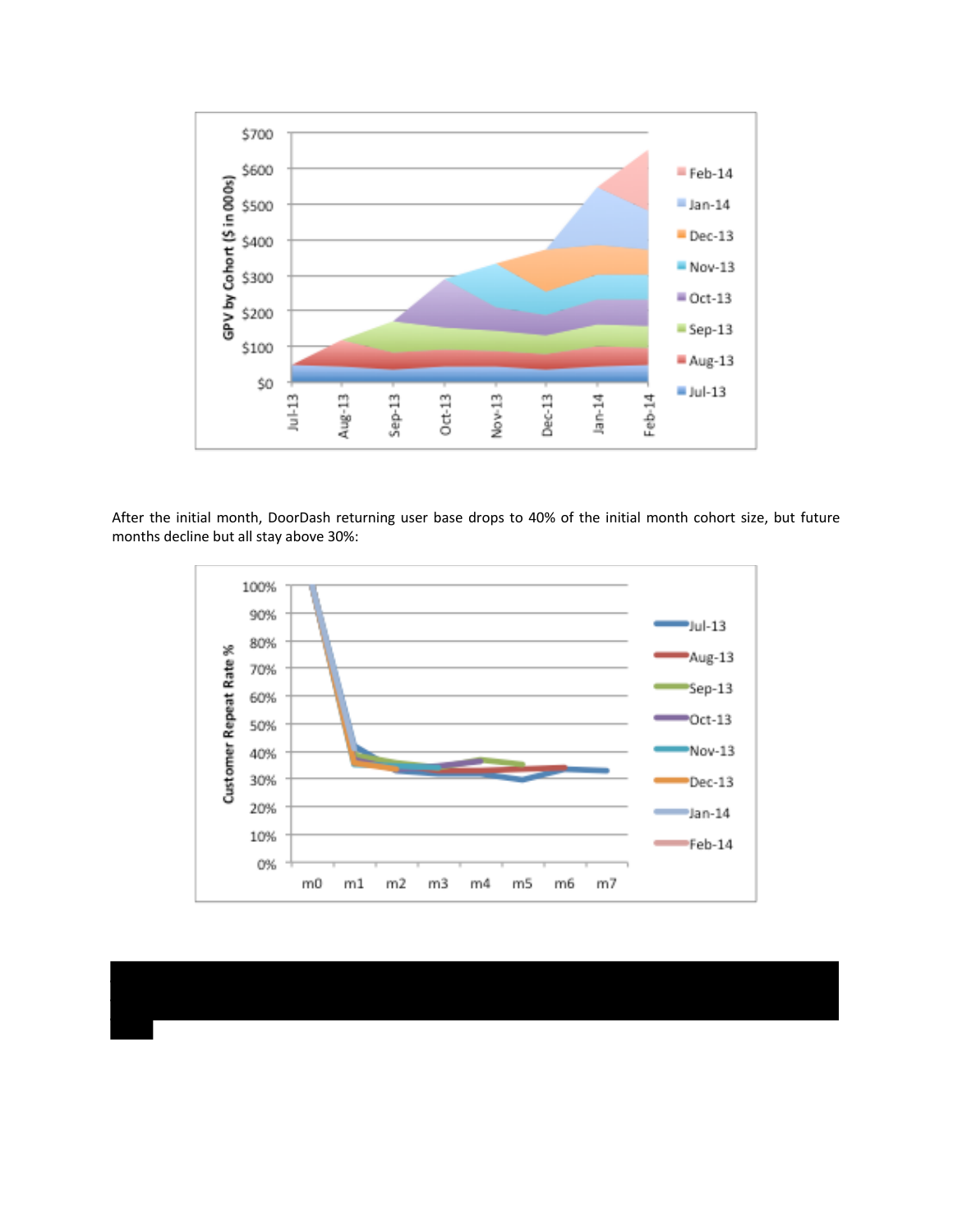After the initial month, DoorDash returning user base drops to 40% of the initial month cohort size, but future months decline but all stay above 30%: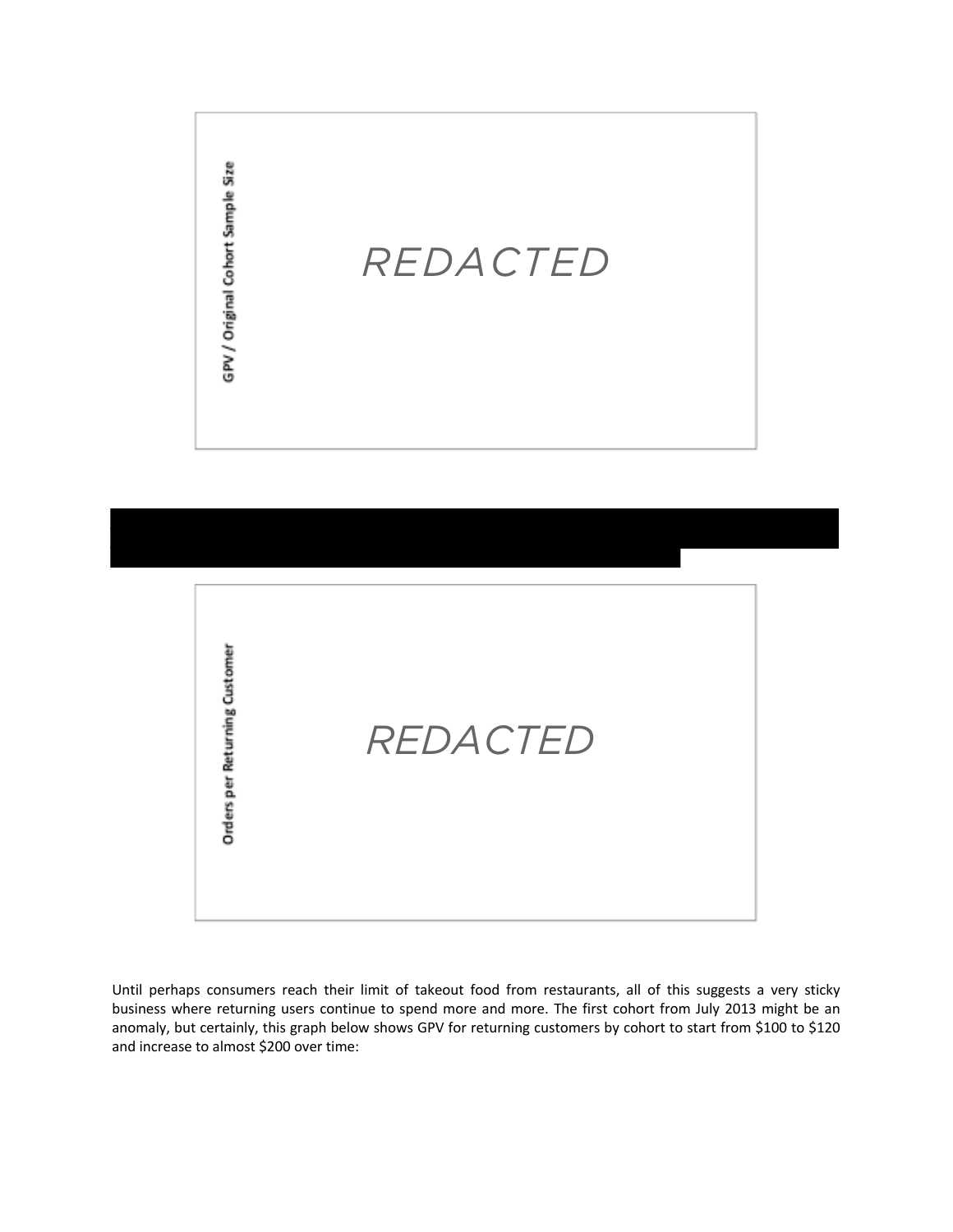GPV / Original Cohort Sample Size

REDACTED

Orders per Returning Customer

REDACTED

Until perhaps consumers reach their limit of takeout food from restaurants, all of this suggests a very sticky business where returning users continue to spend more and more. The first cohort from July 2013 might be an anomaly, but certainly, this graph below shows GPV for returning customers by cohort to start from $100 to $120 and increase to almost $200 over time: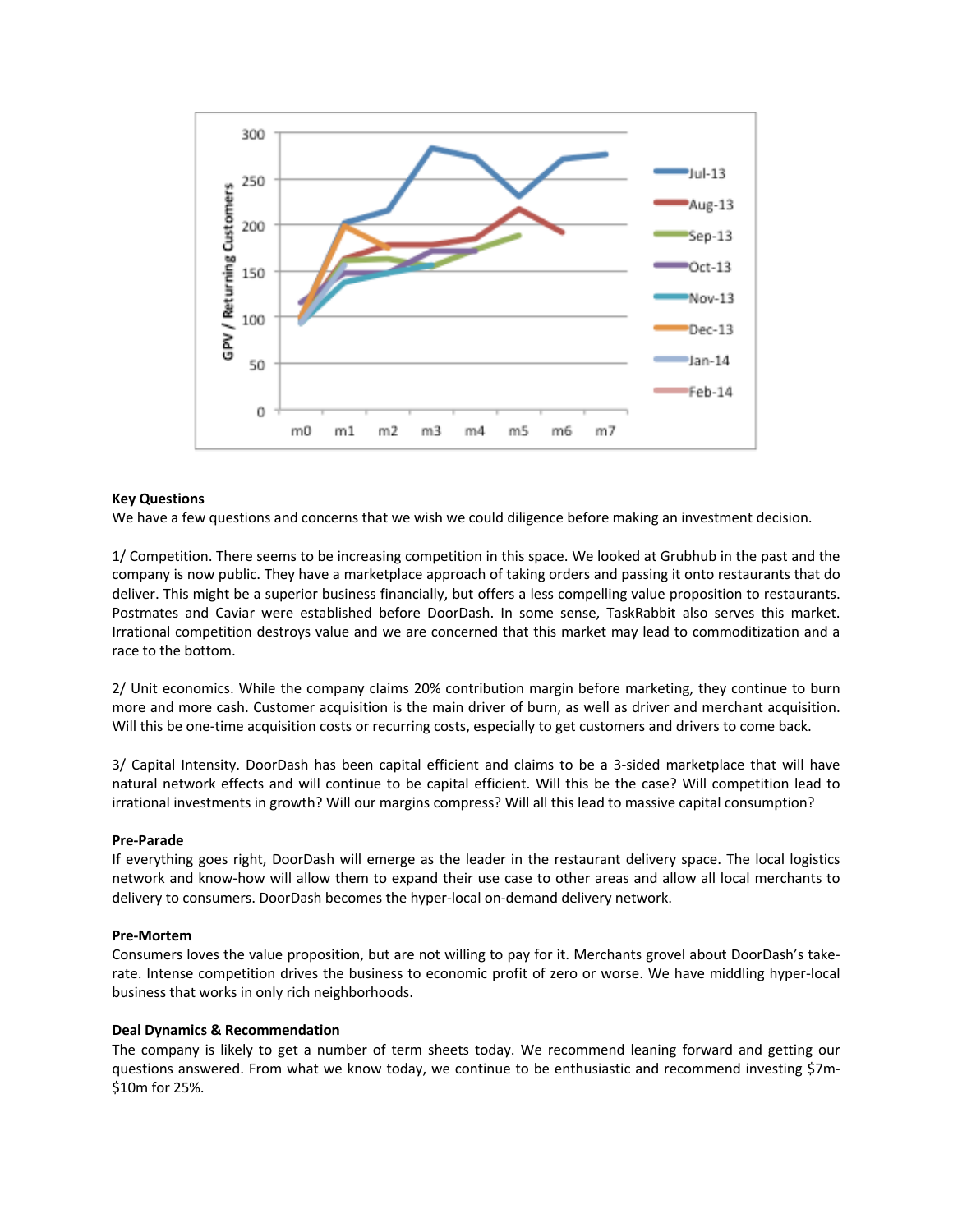GPV / Returning Customers

300
250
200
150
100
50
0

m0 m1 m2 m3 m4 m5 m6 m7

Jul-13
Aug-13
Sep-13
Oct-13
Nov-13
Dec-13
Jan-14
Feb-14

**Key Questions**

We have a few questions and concerns that we wish we could diligence before making an investment decision.

1/ Competition. There seems to be increasing competition in this space. We looked at Grubhub in the past and the company is now public. They have a marketplace approach of taking orders and passing it onto restaurants that do deliver. This might be a superior business financially, but offers a less compelling value proposition to restaurants. Postmates and Caviar were established before DoorDash. In some sense, TaskRabbit also serves this market. Irrational competition destroys value and we are concerned that this market may lead to commoditization and a race to the bottom.

2/ Unit economics. While the company claims 20% contribution margin before marketing, they continue to burn more and more cash. Customer acquisition is the main driver of burn, as well as driver and merchant acquisition. Will this be one-time acquisition costs or recurring costs, especially to get customers and drivers to come back.

3/ Capital Intensity. DoorDash has been capital efficient and claims to be a 3-sided marketplace that will have natural network effects and will continue to be capital efficient. Will this be the case? Will competition lead to irrational investments in growth? Will our margins compress? Will all this lead to massive capital consumption?

**Pre-Parade**

If everything goes right, DoorDash will emerge as the leader in the restaurant delivery space. The local logistics network and know-how will allow them to expand their use case to other areas and allow all local merchants to delivery to consumers. DoorDash becomes the hyper-local on-demand delivery network.

**Pre-Mortem**

Consumers loves the value proposition, but are not willing to pay for it. Merchants grovel about DoorDash's take-rate. Intense competition drives the business to economic profit of zero or worse. We have middling hyper-local business that works in only rich neighborhoods.

**Deal Dynamics & Recommendation**

The company is likely to get a number of term sheets today. We recommend leaning forward and getting our questions answered. From what we know today, we continue to be enthusiastic and recommend investing $7m-$10m for 25%.